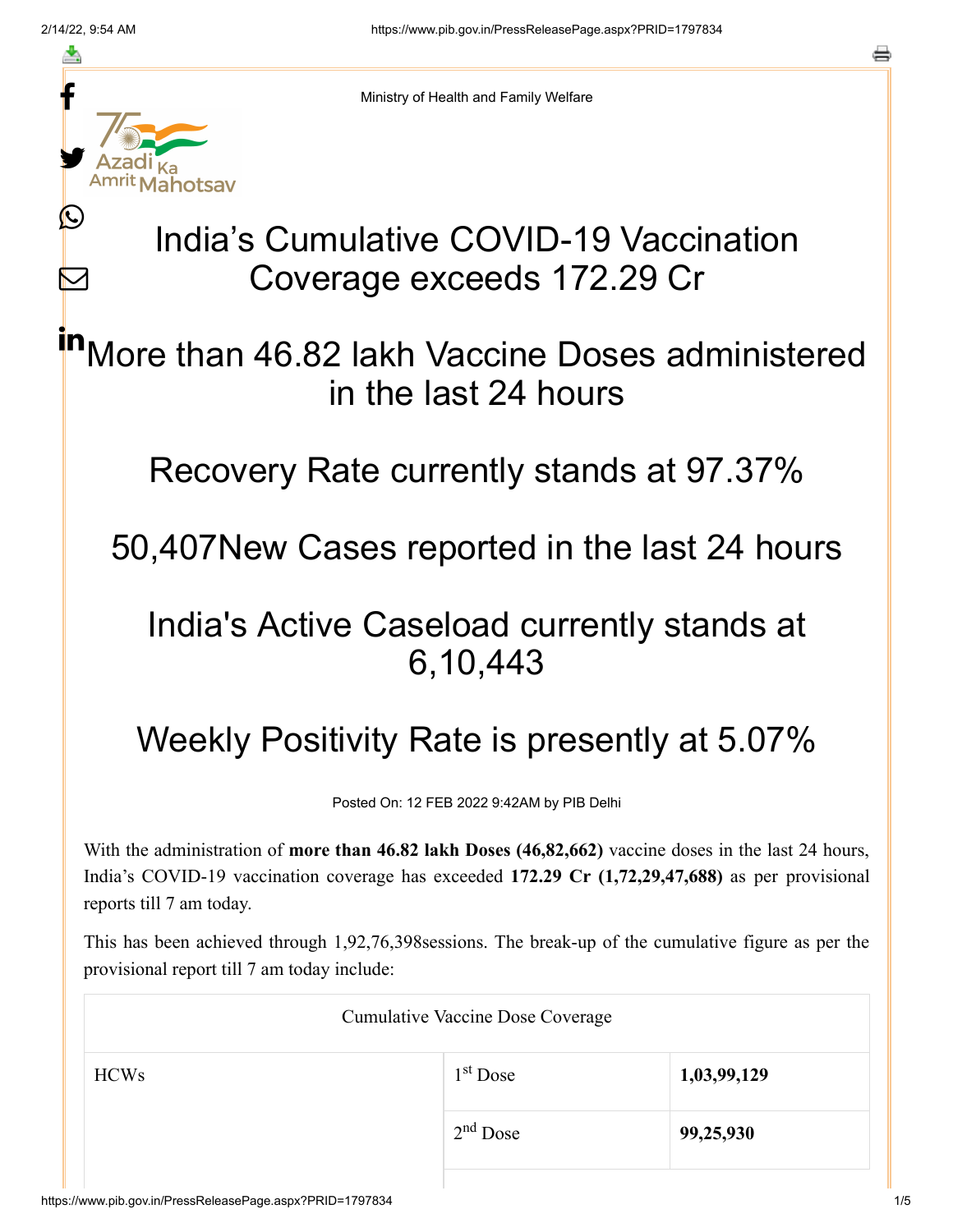Ministry of Health and Family Welfare

# India's Cumulative COVID-19 Vaccination Coverage exceeds 172.29 Cr

## More than 46.82 lakh Vaccine Doses administered in the last 24 hours

## Recovery Rate currently stands at 97.37%

## 50,407New Cases reported in the last 24 hours

## India's Active Caseload currently stands at 6,10,443

## Weekly Positivity Rate is presently at 5.07%

Posted On: 12 FEB 2022 9:42AM by PIB Delhi

With the administration of **more than 46.82 lakh Doses (46,82,662)** vaccine doses in the last 24 hours, India's COVID-19 vaccination coverage has exceeded **172.29 Cr (1,72,29,47,688)** as per provisional reports till 7 am today.

This has been achieved through 1,92,76,398sessions. The break-up of the cumulative figure as per the provisional report till 7 am today include:

| Cumulative Vaccine Dose Coverage | | |
|---|---|---|
| HCWs | 1st Dose | **1,03,99,129** |
| | 2nd Dose | **99,25,930** |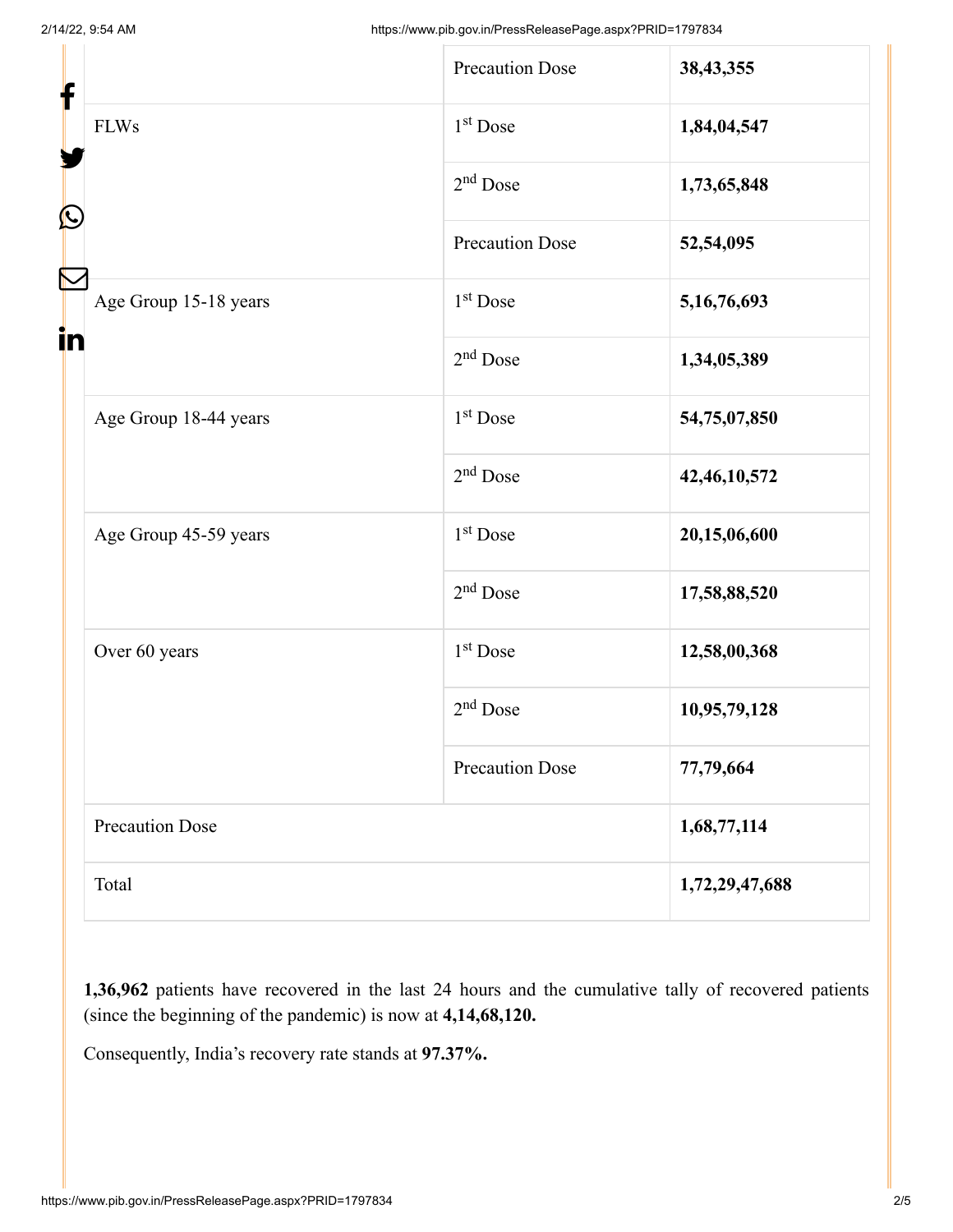|  |  |  |
| --- | --- | --- |
|  | Precaution Dose | **38,43,355** |
| FLWs | 1st Dose | **1,84,04,547** |
|  | 2nd Dose | **1,73,65,848** |
|  | Precaution Dose | **52,54,095** |
| Age Group 15-18 years | 1st Dose | **5,16,76,693** |
|  | 2nd Dose | **1,34,05,389** |
| Age Group 18-44 years | 1st Dose | **54,75,07,850** |
|  | 2nd Dose | **42,46,10,572** |
| Age Group 45-59 years | 1st Dose | **20,15,06,600** |
|  | 2nd Dose | **17,58,88,520** |
| Over 60 years | 1st Dose | **12,58,00,368** |
|  | 2nd Dose | **10,95,79,128** |
|  | Precaution Dose | **77,79,664** |
| Precaution Dose |  | **1,68,77,114** |
| Total |  | **1,72,29,47,688** |

**1,36,962** patients have recovered in the last 24 hours and the cumulative tally of recovered patients (since the beginning of the pandemic) is now at **4,14,68,120.**

Consequently, India's recovery rate stands at **97.37%.**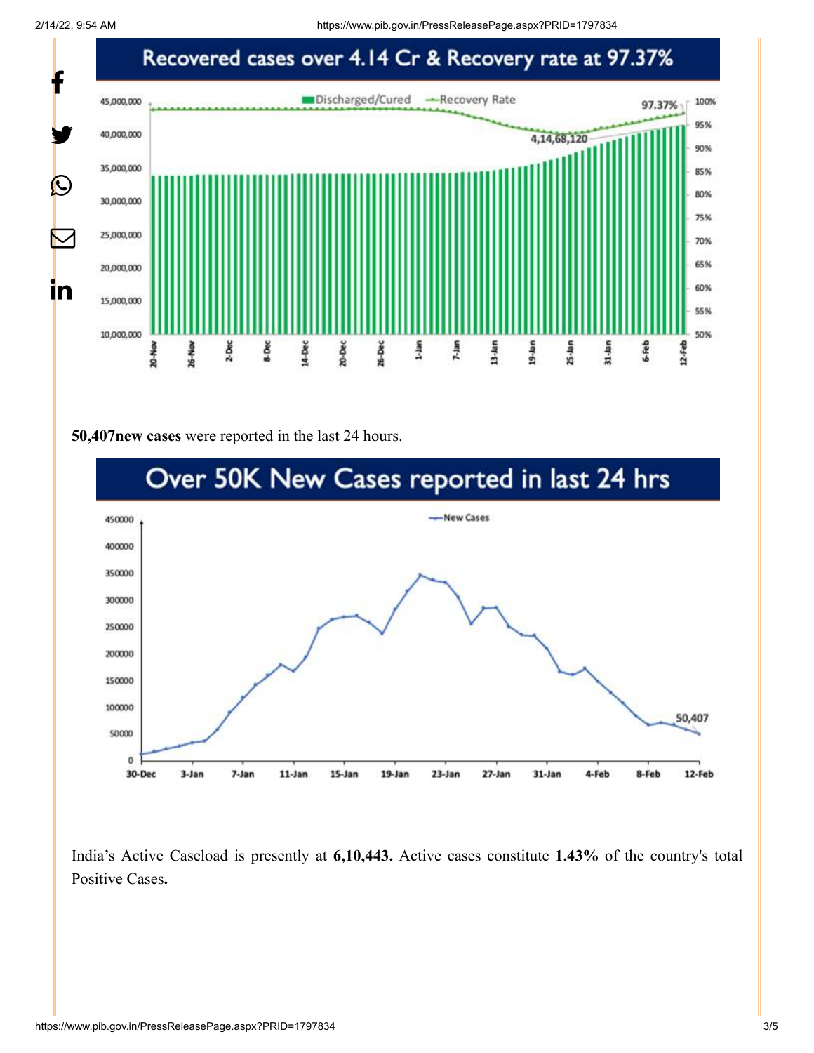## Recovered cases over 4.14 Cr & Recovery rate at 97.37%

**50,407new cases** were reported in the last 24 hours.

## Over 50K New Cases reported in last 24 hrs

India's Active Caseload is presently at **6,10,443.** Active cases constitute **1.43%** of the country's total Positive Cases**.**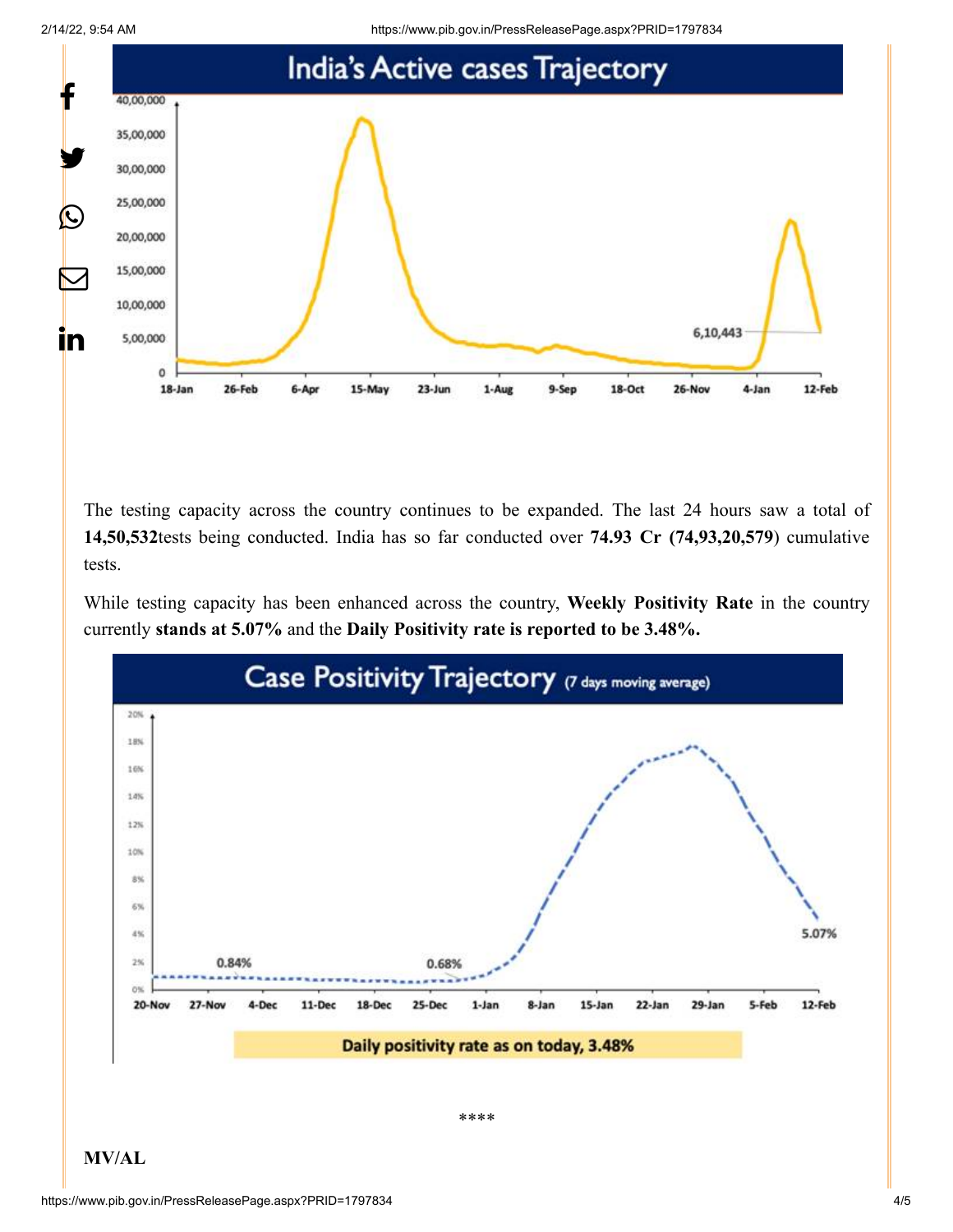India's Active cases Trajectory

The testing capacity across the country continues to be expanded. The last 24 hours saw a total of **14,50,532**tests being conducted. India has so far conducted over **74.93 Cr (74,93,20,579)** cumulative tests.

While testing capacity has been enhanced across the country, **Weekly Positivity Rate** in the country currently **stands at 5.07%** and the **Daily Positivity rate is reported to be 3.48%.**

Case Positivity Trajectory (7 days moving average)

Daily positivity rate as on today, 3.48%

****

**MV/AL**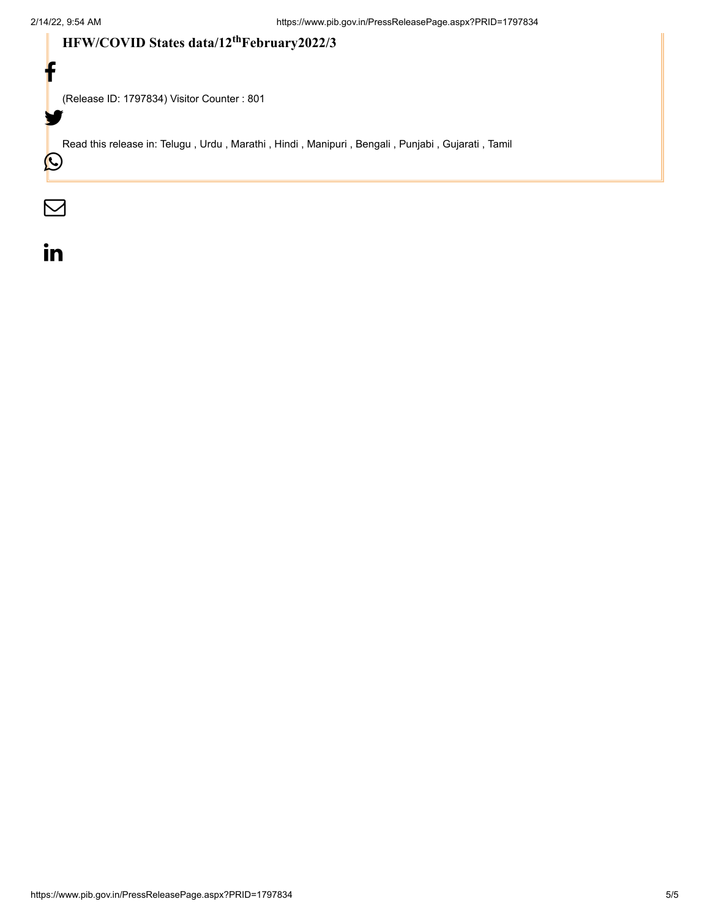**HFW/COVID States data/12thFebruary2022/3**

(Release ID: 1797834) Visitor Counter : 801

Read this release in: Telugu , Urdu , Marathi , Hindi , Manipuri , Bengali , Punjabi , Gujarati , Tamil